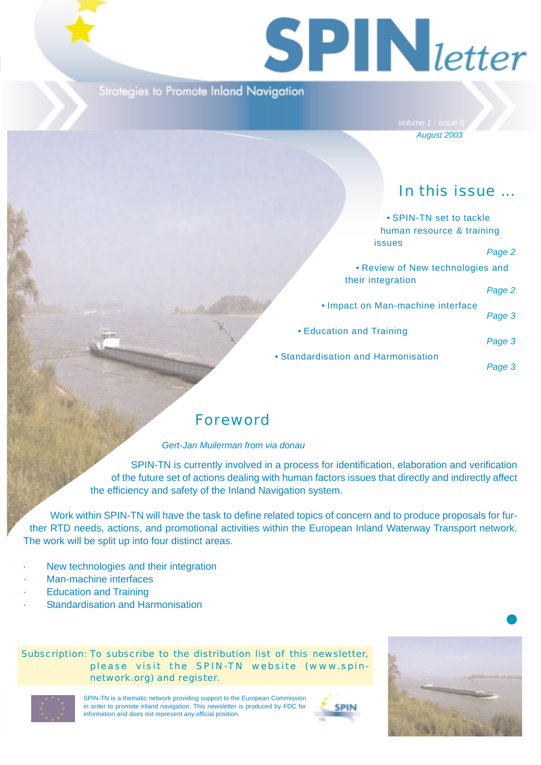# SPIN letter

Strategies to Promote Inland Navigation

volume 1 : issue 5
*August 2003*

## In this issue ...

- SPIN-TN set to tackle human resource & training issues — *Page 2*
- Review of New technologies and their integration — *Page 2*
- Impact on Man-machine interface — *Page 3*
- Education and Training — *Page 3*
- Standardisation and Harmonisation — *Page 3*

## Foreword

*Gert-Jan Muilerman from via donau*

SPIN-TN is currently involved in a process for identification, elaboration and verification of the future set of actions dealing with human factors issues that directly and indirectly affect the efficiency and safety of the Inland Navigation system.

Work within SPIN-TN will have the task to define related topics of concern and to produce proposals for further RTD needs, actions, and promotional activities within the European Inland Waterway Transport network. The work will be split up into four distinct areas.

- New technologies and their integration
- Man-machine interfaces
- Education and Training
- Standardisation and Harmonisation

Subscription: To subscribe to the distribution list of this newsletter, please visit the SPIN-TN website (www.spin-network.org) and register.

SPIN-TN is a thematic network providing support to the European Commission in order to promote inland navigation. This newsletter is produced by FDC for information and does not represent any official position.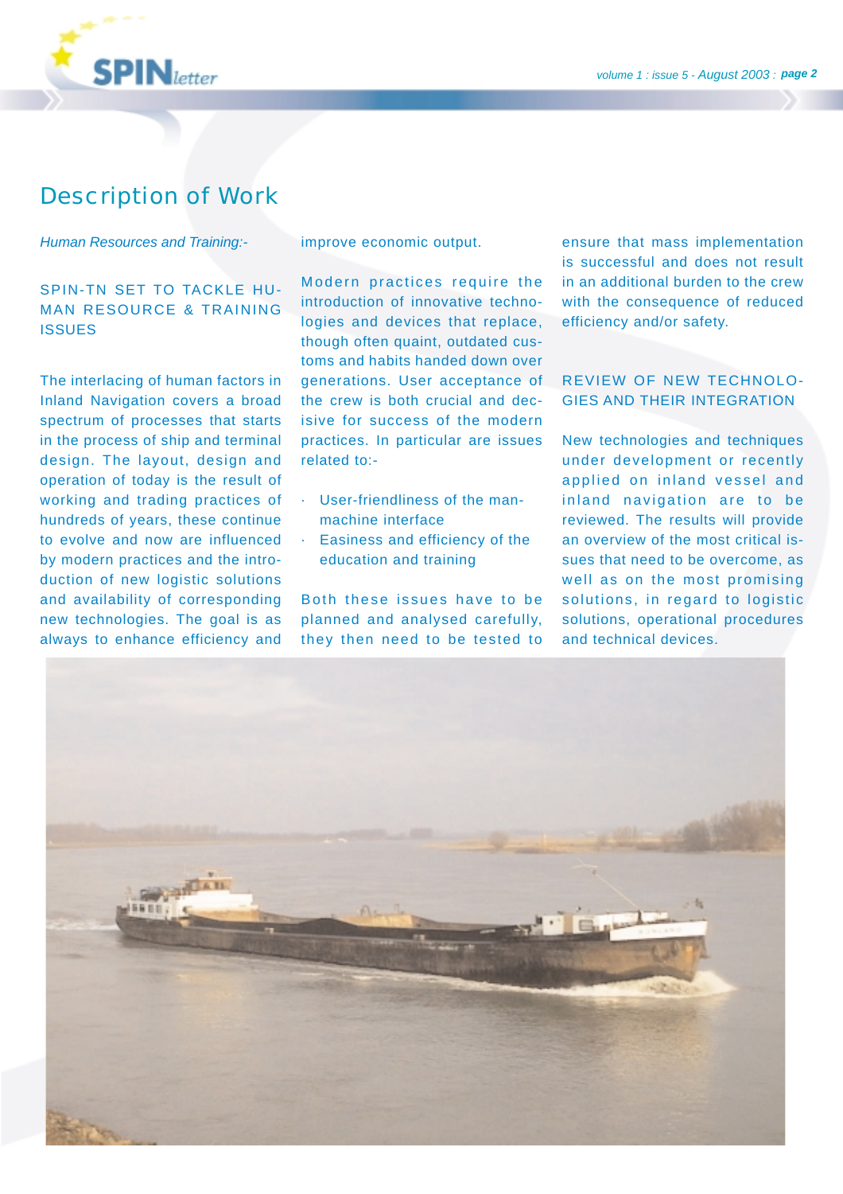# Description of Work

*Human Resources and Training:-*

## SPIN-TN SET TO TACKLE HUMAN RESOURCE & TRAINING ISSUES

The interlacing of human factors in Inland Navigation covers a broad spectrum of processes that starts in the process of ship and terminal design. The layout, design and operation of today is the result of working and trading practices of hundreds of years, these continue to evolve and now are influenced by modern practices and the introduction of new logistic solutions and availability of corresponding new technologies. The goal is as always to enhance efficiency and improve economic output.

Modern practices require the introduction of innovative technologies and devices that replace, though often quaint, outdated customs and habits handed down over generations. User acceptance of the crew is both crucial and decisive for success of the modern practices. In particular are issues related to:-

- User-friendliness of the man-machine interface
- Easiness and efficiency of the education and training

Both these issues have to be planned and analysed carefully, they then need to be tested to ensure that mass implementation is successful and does not result in an additional burden to the crew with the consequence of reduced efficiency and/or safety.

## REVIEW OF NEW TECHNOLOGIES AND THEIR INTEGRATION

New technologies and techniques under development or recently applied on inland vessel and inland navigation are to be reviewed. The results will provide an overview of the most critical issues that need to be overcome, as well as on the most promising solutions, in regard to logistic solutions, operational procedures and technical devices.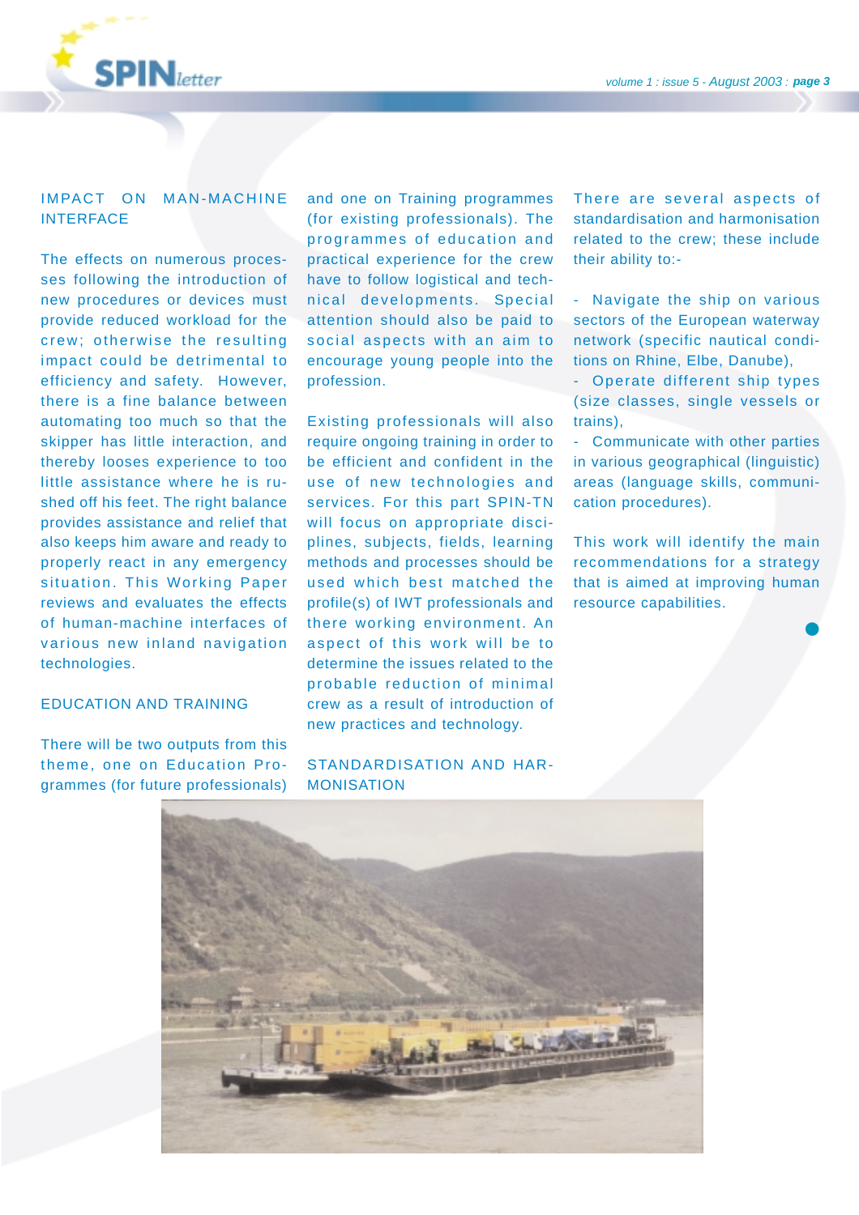## IMPACT ON MAN-MACHINE INTERFACE

The effects on numerous processes following the introduction of new procedures or devices must provide reduced workload for the crew; otherwise the resulting impact could be detrimental to efficiency and safety. However, there is a fine balance between automating too much so that the skipper has little interaction, and thereby looses experience to too little assistance where he is rushed off his feet. The right balance provides assistance and relief that also keeps him aware and ready to properly react in any emergency situation. This Working Paper reviews and evaluates the effects of human-machine interfaces of various new inland navigation technologies.

## EDUCATION AND TRAINING

There will be two outputs from this theme, one on Education Programmes (for future professionals) and one on Training programmes (for existing professionals). The programmes of education and practical experience for the crew have to follow logistical and technical developments. Special attention should also be paid to social aspects with an aim to encourage young people into the profession.

Existing professionals will also require ongoing training in order to be efficient and confident in the use of new technologies and services. For this part SPIN-TN will focus on appropriate disciplines, subjects, fields, learning methods and processes should be used which best matched the profile(s) of IWT professionals and there working environment. An aspect of this work will be to determine the issues related to the probable reduction of minimal crew as a result of introduction of new practices and technology.

## STANDARDISATION AND HARMONISATION

There are several aspects of standardisation and harmonisation related to the crew; these include their ability to:-

- Navigate the ship on various sectors of the European waterway network (specific nautical conditions on Rhine, Elbe, Danube),
- Operate different ship types (size classes, single vessels or trains),
- Communicate with other parties in various geographical (linguistic) areas (language skills, communication procedures).

This work will identify the main recommendations for a strategy that is aimed at improving human resource capabilities.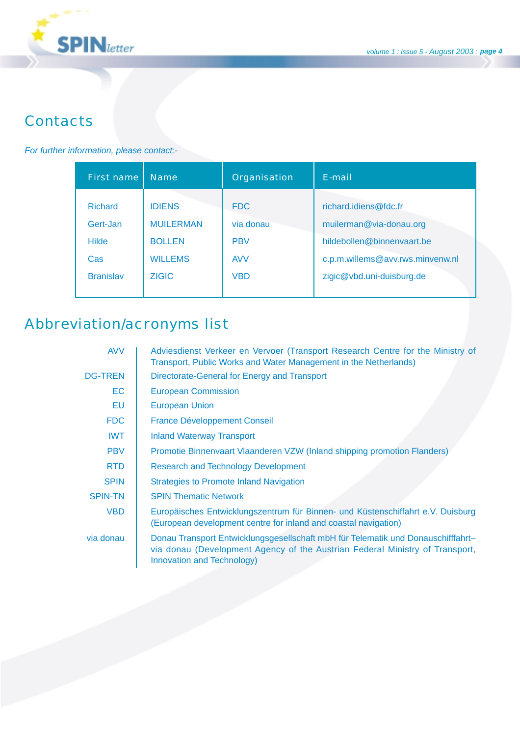## Contacts

*For further information, please contact:-*

| First name | Name | Organisation | E-mail |
|---|---|---|---|
| Richard | IDIENS | FDC | richard.idiens@fdc.fr |
| Gert-Jan | MUILERMAN | via donau | muilerman@via-donau.org |
| Hilde | BOLLEN | PBV | hildebollen@binnenvaart.be |
| Cas | WILLEMS | AVV | c.p.m.willems@avv.rws.minvenw.nl |
| Branislav | ZIGIC | VBD | zigic@vbd.uni-duisburg.de |

## Abbreviation/acronyms list

| | |
|---|---|
| AVV | Adviesdienst Verkeer en Vervoer (Transport Research Centre for the Ministry of Transport, Public Works and Water Management in the Netherlands) |
| DG-TREN | Directorate-General for Energy and Transport |
| EC | European Commission |
| EU | European Union |
| FDC | France Développement Conseil |
| IWT | Inland Waterway Transport |
| PBV | Promotie Binnenvaart Vlaanderen VZW (Inland shipping promotion Flanders) |
| RTD | Research and Technology Development |
| SPIN | Strategies to Promote Inland Navigation |
| SPIN-TN | SPIN Thematic Network |
| VBD | Europäisches Entwicklungszentrum für Binnen- und Küstenschiffahrt e.V. Duisburg (European development centre for inland and coastal navigation) |
| via donau | Donau Transport Entwicklungsgesellschaft mbH für Telematik und Donauschifffahrt– via donau (Development Agency of the Austrian Federal Ministry of Transport, Innovation and Technology) |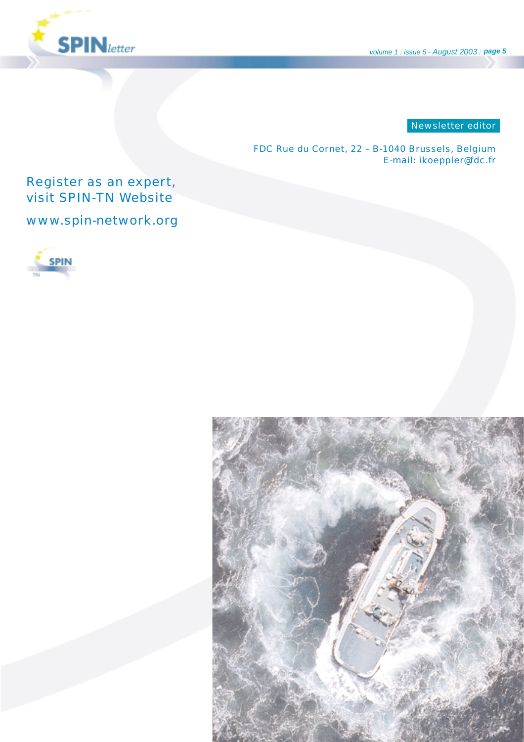Newsletter editor

FDC Rue du Cornet, 22 – B-1040 Brussels, Belgium
E-mail: ikoeppler@fdc.fr

Register as an expert,
visit SPIN-TN Website

www.spin-network.org